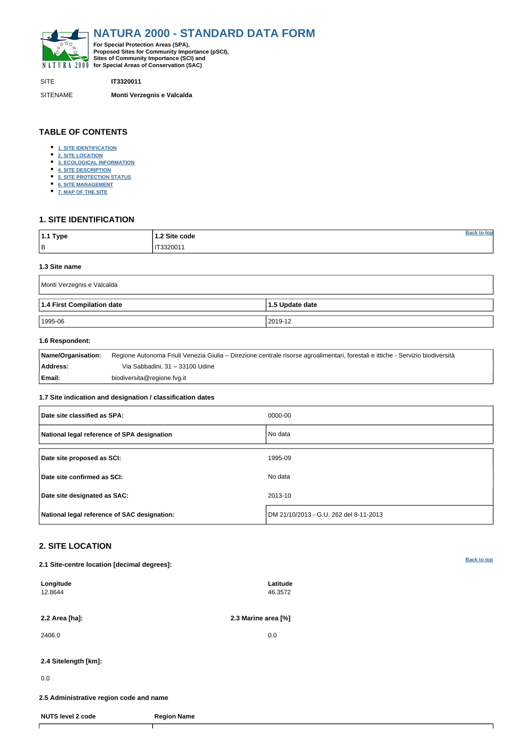# NATURA 2000 - STANDARD DATA FORM

**For Special Protection Areas (SPA), Proposed Sites for Community Importance (pSCI), Sites of Community Importance (SCI) and for Special Areas of Conservation (SAC)**

SITE **IT3320011**

SITENAME **Monti Verzegnis e Valcalda**

## TABLE OF CONTENTS

- 1. SITE IDENTIFICATION
- 2. SITE LOCATION
- 3. ECOLOGICAL INFORMATION
- 4. SITE DESCRIPTION
- 5. SITE PROTECTION STATUS
- 6. SITE MANAGEMENT
- 7. MAP OF THE SITE

## 1. SITE IDENTIFICATION

| 1.1 Type | 1.2 Site code |
| --- | --- |
| B | IT3320011 |

### 1.3 Site name

Monti Verzegnis e Valcalda

| 1.4 First Compilation date | 1.5 Update date |
| --- | --- |
| 1995-06 | 2019-12 |

### 1.6 Respondent:

| | |
| --- | --- |
| **Name/Organisation:** | Regione Autonoma Friuli Venezia Giulia – Direzione centrale risorse agroalimentari, forestali e ittiche - Servizio biodiversità |
| **Address:** | Via Sabbadini, 31 – 33100 Udine |
| **Email:** | biodiversita@regione.fvg.it |

### 1.7 Site indication and designation / classification dates

| | |
| --- | --- |
| **Date site classified as SPA:** | 0000-00 |
| **National legal reference of SPA designation** | No data |
| **Date site proposed as SCI:** | 1995-09 |
| **Date site confirmed as SCI:** | No data |
| **Date site designated as SAC:** | 2013-10 |
| **National legal reference of SAC designation:** | DM 21/10/2013 - G.U. 262 del 8-11-2013 |

## 2. SITE LOCATION

### 2.1 Site-centre location [decimal degrees]:

| Longitude | Latitude |
| --- | --- |
| 12.8644 | 46.3572 |

| 2.2 Area [ha]: | 2.3 Marine area [%] |
| --- | --- |
| 2406.0 | 0.0 |

### 2.4 Sitelength [km]:

0.0

### 2.5 Administrative region code and name

| NUTS level 2 code | Region Name |
| --- | --- |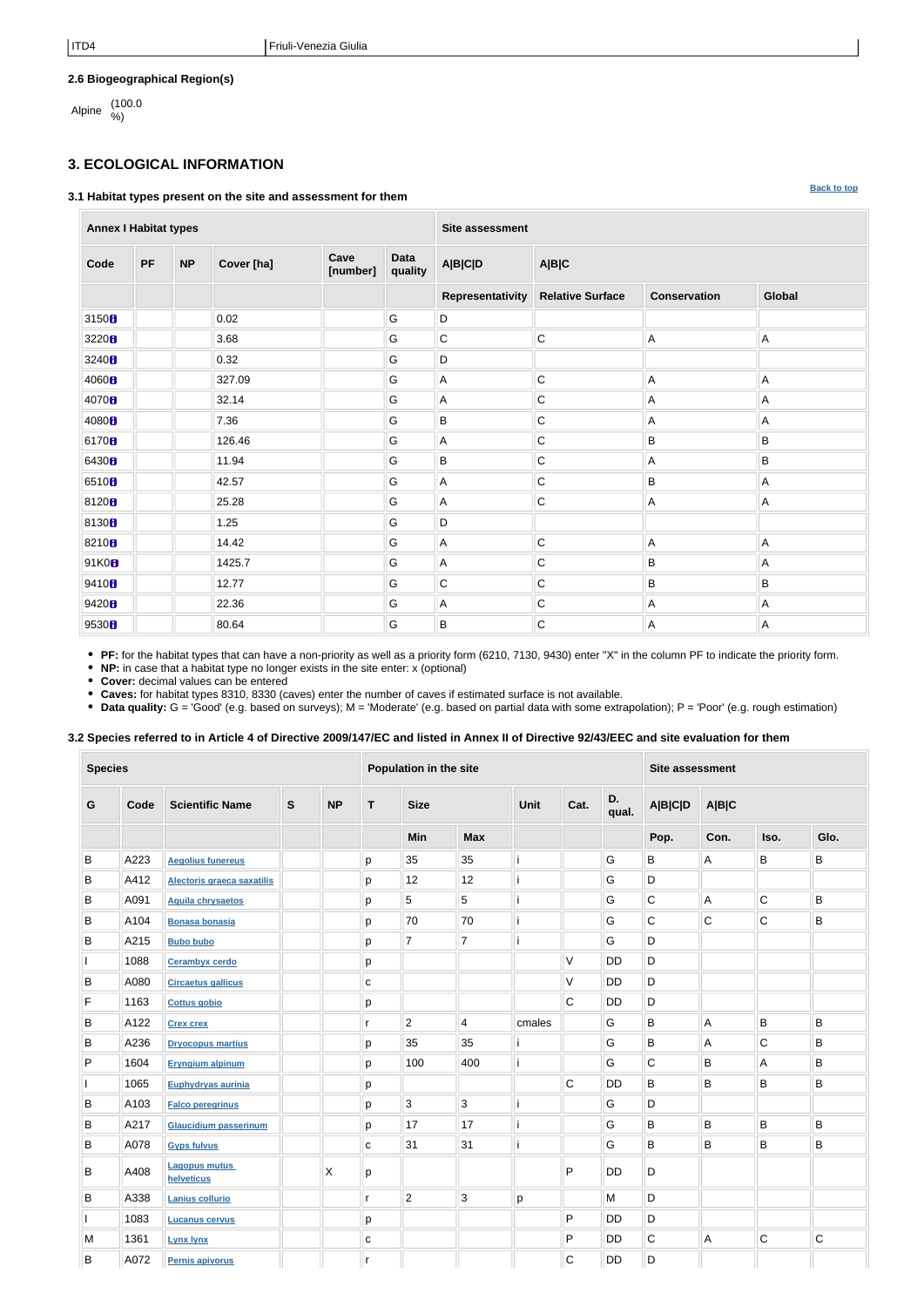| ITD4 | Friuli-Venezia Giulia |
|---|---|

**2.6 Biogeographical Region(s)**

Alpine (100.0 %)

## 3. ECOLOGICAL INFORMATION

**3.1 Habitat types present on the site and assessment for them**

Back to top

| Annex I Habitat types | | | | | | Site assessment | | | |
|---|---|---|---|---|---|---|---|---|---|
| Code | PF | NP | Cover [ha] | Cave [number] | Data quality | A\|B\|C\|D | A\|B\|C | | |
| | | | | | | Representativity | Relative Surface | Conservation | Global |
| 3150 | | | 0.02 | | G | D | | | |
| 3220 | | | 3.68 | | G | C | C | A | A |
| 3240 | | | 0.32 | | G | D | | | |
| 4060 | | | 327.09 | | G | A | C | A | A |
| 4070 | | | 32.14 | | G | A | C | A | A |
| 4080 | | | 7.36 | | G | B | C | A | A |
| 6170 | | | 126.46 | | G | A | C | B | B |
| 6430 | | | 11.94 | | G | B | C | A | B |
| 6510 | | | 42.57 | | G | A | C | B | A |
| 8120 | | | 25.28 | | G | A | C | A | A |
| 8130 | | | 1.25 | | G | D | | | |
| 8210 | | | 14.42 | | G | A | C | A | A |
| 91K0 | | | 1425.7 | | G | A | C | B | A |
| 9410 | | | 12.77 | | G | C | C | B | B |
| 9420 | | | 22.36 | | G | A | C | A | A |
| 9530 | | | 80.64 | | G | B | C | A | A |

- **PF:** for the habitat types that can have a non-priority as well as a priority form (6210, 7130, 9430) enter "X" in the column PF to indicate the priority form.
- **NP:** in case that a habitat type no longer exists in the site enter: x (optional)
- **Cover:** decimal values can be entered
- **Caves:** for habitat types 8310, 8330 (caves) enter the number of caves if estimated surface is not available.
- **Data quality:** G = 'Good' (e.g. based on surveys); M = 'Moderate' (e.g. based on partial data with some extrapolation); P = 'Poor' (e.g. rough estimation)

**3.2 Species referred to in Article 4 of Directive 2009/147/EC and listed in Annex II of Directive 92/43/EEC and site evaluation for them**

| Species | | | | | Population in the site | | | | | | Site assessment | | | |
|---|---|---|---|---|---|---|---|---|---|---|---|---|---|---|
| G | Code | Scientific Name | S | NP | T | Size | | Unit | Cat. | D. qual. | A\|B\|C\|D | A\|B\|C | | |
| | | | | | | Min | Max | | | | Pop. | Con. | Iso. | Glo. |
| B | A223 | Aegolius funereus | | | p | 35 | 35 | i | | G | B | A | B | B |
| B | A412 | Alectoris graeca saxatilis | | | p | 12 | 12 | i | | G | D | | | |
| B | A091 | Aquila chrysaetos | | | p | 5 | 5 | i | | G | C | A | C | B |
| B | A104 | Bonasa bonasia | | | p | 70 | 70 | i | | G | C | C | C | B |
| B | A215 | Bubo bubo | | | p | 7 | 7 | i | | G | D | | | |
| I | 1088 | Cerambyx cerdo | | | p | | | | V | DD | D | | | |
| B | A080 | Circaetus gallicus | | | c | | | | V | DD | D | | | |
| F | 1163 | Cottus gobio | | | p | | | | C | DD | D | | | |
| B | A122 | Crex crex | | | r | 2 | 4 | cmales | | G | B | A | B | B |
| B | A236 | Dryocopus martius | | | p | 35 | 35 | i | | G | B | A | C | B |
| P | 1604 | Eryngium alpinum | | | p | 100 | 400 | i | | G | C | B | A | B |
| I | 1065 | Euphydryas aurinia | | | p | | | | C | DD | B | B | B | B |
| B | A103 | Falco peregrinus | | | p | 3 | 3 | i | | G | D | | | |
| B | A217 | Glaucidium passerinum | | | p | 17 | 17 | i | | G | B | B | B | B |
| B | A078 | Gyps fulvus | | | c | 31 | 31 | i | | G | B | B | B | B |
| B | A408 | Lagopus mutus helveticus | | X | p | | | | P | DD | D | | | |
| B | A338 | Lanius collurio | | | r | 2 | 3 | p | | M | D | | | |
| I | 1083 | Lucanus cervus | | | p | | | | P | DD | D | | | |
| M | 1361 | Lynx lynx | | | c | | | | P | DD | C | A | C | C |
| B | A072 | Pernis apivorus | | | r | | | | C | DD | D | | | |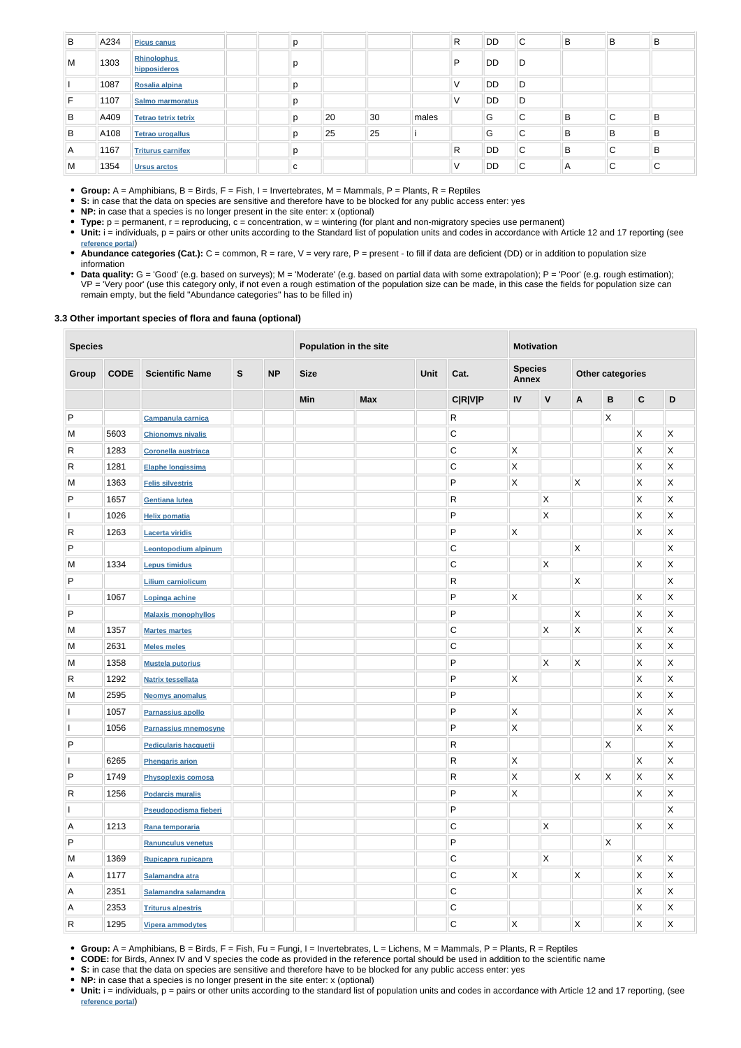| Group | Code | Scientific Name | S | NP | T | Size Min | Size Max | Unit | Cat. | D.qual. | A\|B\|C\|D Pop. | Con. | Iso. | Glo. |
|---|---|---|---|---|---|---|---|---|---|---|---|---|---|---|
| B | A234 | Picus canus | | | p | | | | R | DD | C | B | B | B |
| M | 1303 | Rhinolophus hipposideros | | | p | | | | P | DD | D | | | |
| I | 1087 | Rosalia alpina | | | p | | | | V | DD | D | | | |
| F | 1107 | Salmo marmoratus | | | p | | | | V | DD | D | | | |
| B | A409 | Tetrao tetrix tetrix | | | p | 20 | 30 | males | | G | C | B | C | B |
| B | A108 | Tetrao urogallus | | | p | 25 | 25 | i | | G | C | B | B | B |
| A | 1167 | Triturus carnifex | | | p | | | | R | DD | C | B | C | B |
| M | 1354 | Ursus arctos | | | c | | | | V | DD | C | A | C | C |

- **Group:** A = Amphibians, B = Birds, F = Fish, I = Invertebrates, M = Mammals, P = Plants, R = Reptiles
- **S:** in case that the data on species are sensitive and therefore have to be blocked for any public access enter: yes
- **NP:** in case that a species is no longer present in the site enter: x (optional)
- **Type:** p = permanent, r = reproducing, c = concentration, w = wintering (for plant and non-migratory species use permanent)
- **Unit:** i = individuals, p = pairs or other units according to the Standard list of population units and codes in accordance with Article 12 and 17 reporting (see reference portal)
- **Abundance categories (Cat.):** C = common, R = rare, V = very rare, P = present - to fill if data are deficient (DD) or in addition to population size information
- **Data quality:** G = 'Good' (e.g. based on surveys); M = 'Moderate' (e.g. based on partial data with some extrapolation); P = 'Poor' (e.g. rough estimation); VP = 'Very poor' (use this category only, if not even a rough estimation of the population size can be made, in this case the fields for population size can remain empty, but the field "Abundance categories" has to be filled in)

### 3.3 Other important species of flora and fauna (optional)

| Species | | | | | Population in the site | | | | Motivation | | | | | |
|---|---|---|---|---|---|---|---|---|---|---|---|---|---|---|
| Group | CODE | Scientific Name | S | NP | Size | | Unit | Cat. | Species Annex | | Other categories | | | |
| | | | | | Min | Max | | C\|R\|V\|P | IV | V | A | B | C | D |
| P | | Campanula carnica | | | | | | R | | | | X | | |
| M | 5603 | Chionomys nivalis | | | | | | C | | | | | X | X |
| R | 1283 | Coronella austriaca | | | | | | C | X | | | | X | X |
| R | 1281 | Elaphe longissima | | | | | | C | X | | | | X | X |
| M | 1363 | Felis silvestris | | | | | | P | X | | X | | X | X |
| P | 1657 | Gentiana lutea | | | | | | R | | X | | | X | X |
| I | 1026 | Helix pomatia | | | | | | P | | X | | | X | X |
| R | 1263 | Lacerta viridis | | | | | | P | X | | | | X | X |
| P | | Leontopodium alpinum | | | | | | C | | | X | | | X |
| M | 1334 | Lepus timidus | | | | | | C | | X | | | X | X |
| P | | Lilium carniolicum | | | | | | R | | | X | | | X |
| I | 1067 | Lopinga achine | | | | | | P | X | | | | X | X |
| P | | Malaxis monophyllos | | | | | | P | | | X | | X | X |
| M | 1357 | Martes martes | | | | | | C | | X | X | | X | X |
| M | 2631 | Meles meles | | | | | | C | | | | | X | X |
| M | 1358 | Mustela putorius | | | | | | P | | X | X | | X | X |
| R | 1292 | Natrix tessellata | | | | | | P | X | | | | X | X |
| M | 2595 | Neomys anomalus | | | | | | P | | | | | X | X |
| I | 1057 | Parnassius apollo | | | | | | P | X | | | | X | X |
| I | 1056 | Parnassius mnemosyne | | | | | | P | X | | | | X | X |
| P | | Pedicularis hacquetii | | | | | | R | | | | X | | X |
| I | 6265 | Phengaris arion | | | | | | R | X | | | | X | X |
| P | 1749 | Physoplexis comosa | | | | | | R | X | | X | X | X | X |
| R | 1256 | Podarcis muralis | | | | | | P | X | | | | X | X |
| I | | Pseudopodisma fieberi | | | | | | P | | | | | | X |
| A | 1213 | Rana temporaria | | | | | | C | | X | | | X | X |
| P | | Ranunculus venetus | | | | | | P | | | | X | | |
| M | 1369 | Rupicapra rupicapra | | | | | | C | | X | | | X | X |
| A | 1177 | Salamandra atra | | | | | | C | X | | X | | X | X |
| A | 2351 | Salamandra salamandra | | | | | | C | | | | | X | X |
| A | 2353 | Triturus alpestris | | | | | | C | | | | | X | X |
| R | 1295 | Vipera ammodytes | | | | | | C | X | | X | | X | X |

- **Group:** A = Amphibians, B = Birds, F = Fish, Fu = Fungi, I = Invertebrates, L = Lichens, M = Mammals, P = Plants, R = Reptiles
- **CODE:** for Birds, Annex IV and V species the code as provided in the reference portal should be used in addition to the scientific name
- **S:** in case that the data on species are sensitive and therefore have to be blocked for any public access enter: yes
- **NP:** in case that a species is no longer present in the site enter: x (optional)
- **Unit:** i = individuals, p = pairs or other units according to the standard list of population units and codes in accordance with Article 12 and 17 reporting, (see reference portal)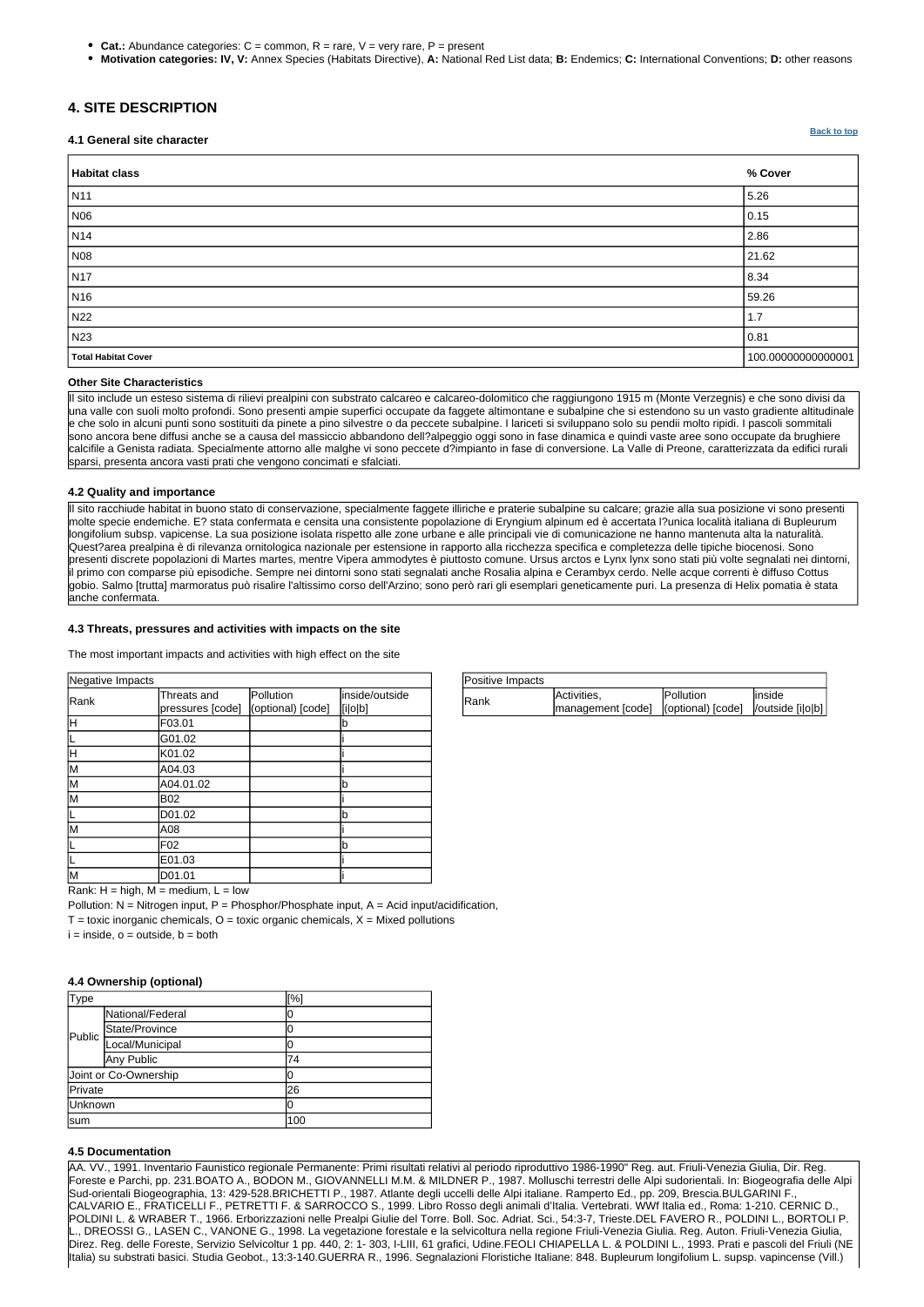- **Cat.:** Abundance categories: C = common, R = rare, V = very rare, P = present
- **Motivation categories: IV, V:** Annex Species (Habitats Directive), **A:** National Red List data; **B:** Endemics; **C:** International Conventions; **D:** other reasons

## 4. SITE DESCRIPTION

### 4.1 General site character

Back to top

| Habitat class | % Cover |
|---|---|
| N11 | 5.26 |
| N06 | 0.15 |
| N14 | 2.86 |
| N08 | 21.62 |
| N17 | 8.34 |
| N16 | 59.26 |
| N22 | 1.7 |
| N23 | 0.81 |
| **Total Habitat Cover** | 100.00000000000001 |

**Other Site Characteristics**

Il sito include un esteso sistema di rilievi prealpini con substrato calcareo e calcareo-dolomitico che raggiungono 1915 m (Monte Verzegnis) e che sono divisi da una valle con suoli molto profondi. Sono presenti ampie superfici occupate da faggete altimontane e subalpine che si estendono su un vasto gradiente altitudinale e che solo in alcuni punti sono sostituiti da pinete a pino silvestre o da peccete subalpine. I lariceti si sviluppano solo su pendii molto ripidi. I pascoli sommitali sono ancora bene diffusi anche se a causa del massiccio abbandono dell?alpeggio oggi sono in fase dinamica e quindi vaste aree sono occupate da brughiere calcifile a Genista radiata. Specialmente attorno alle malghe vi sono peccete d?impianto in fase di conversione. La Valle di Preone, caratterizzata da edifici rurali sparsi, presenta ancora vasti prati che vengono concimati e sfalciati.

### 4.2 Quality and importance

Il sito racchiude habitat in buono stato di conservazione, specialmente faggete illiriche e praterie subalpine su calcare; grazie alla sua posizione vi sono presenti molte specie endemiche. E? stata confermata e censita una consistente popolazione di Eryngium alpinum ed è accertata l?unica località italiana di Bupleurum longifolium subsp. vapicense. La sua posizione isolata rispetto alle zone urbane e alle principali vie di comunicazione ne hanno mantenuta alta la naturalità. Quest?area prealpina è di rilevanza ornitologica nazionale per estensione in rapporto alla ricchezza specifica e completezza delle tipiche biocenosi. Sono presenti discrete popolazioni di Martes martes, mentre Vipera ammodytes è piuttosto comune. Ursus arctos e Lynx lynx sono stati più volte segnalati nei dintorni, il primo con comparse più episodiche. Sempre nei dintorni sono stati segnalati anche Rosalia alpina e Cerambyx cerdo. Nelle acque correnti è diffuso Cottus gobio. Salmo [trutta] marmoratus può risalire l'altissimo corso dell'Arzino; sono però rari gli esemplari geneticamente puri. La presenza di Helix pomatia è stata anche confermata.

### 4.3 Threats, pressures and activities with impacts on the site

The most important impacts and activities with high effect on the site

| Negative Impacts | | | |
|---|---|---|---|
| Rank | Threats and pressures [code] | Pollution (optional) [code] | inside/outside [i\|o\|b] |
| H | F03.01 | | b |
| L | G01.02 | | i |
| H | K01.02 | | i |
| M | A04.03 | | i |
| M | A04.01.02 | | b |
| M | B02 | | i |
| L | D01.02 | | b |
| M | A08 | | i |
| L | F02 | | b |
| L | E01.03 | | i |
| M | D01.01 | | i |

| Positive Impacts | | | |
|---|---|---|---|
| Rank | Activities, management [code] | Pollution (optional) [code] | inside /outside [i\|o\|b] |

Rank: H = high, M = medium, L = low

Pollution: N = Nitrogen input, P = Phosphor/Phosphate input, A = Acid input/acidification,

T = toxic inorganic chemicals, O = toxic organic chemicals, X = Mixed pollutions

i = inside, o = outside, b = both

### 4.4 Ownership (optional)

| Type | | [%] |
|---|---|---|
| Public | National/Federal | 0 |
| | State/Province | 0 |
| | Local/Municipal | 0 |
| | Any Public | 74 |
| Joint or Co-Ownership | | 0 |
| Private | | 26 |
| Unknown | | 0 |
| sum | | 100 |

### 4.5 Documentation

AA. VV., 1991. Inventario Faunistico regionale Permanente: Primi risultati relativi al periodo riproduttivo 1986-1990" Reg. aut. Friuli-Venezia Giulia, Dir. Reg. Foreste e Parchi, pp. 231.BOATO A., BODON M., GIOVANNELLI M.M. & MILDNER P., 1987. Molluschi terrestri delle Alpi sudorientali. In: Biogeografia delle Alpi Sud-orientali Biogeographia, 13: 429-528.BRICHETTI P., 1987. Atlante degli uccelli delle Alpi italiane. Ramperto Ed., pp. 209, Brescia.BULGARINI F., CALVARIO E., FRATICELLI F., PETRETTI F. & SARROCCO S., 1999. Libro Rosso degli animali d'Italia. Vertebrati. WWf Italia ed., Roma: 1-210. CERNIC D., POLDINI L. & WRABER T., 1966. Erborizzazioni nelle Prealpi Giulie del Torre. Boll. Soc. Adriat. Sci., 54:3-7, Trieste.DEL FAVERO R., POLDINI L., BORTOLI P. L., DREOSSI G., LASEN C., VANONE G., 1998. La vegetazione forestale e la selvicoltura nella regione Friuli-Venezia Giulia. Reg. Auton. Friuli-Venezia Giulia, Direz. Reg. delle Foreste, Servizio Selvicoltur 1 pp. 440, 2: 1- 303, I-LIII, 61 grafici, Udine.FEOLI CHIAPELLA L. & POLDINI L., 1993. Prati e pascoli del Friuli (NE Italia) su substrati basici. Studia Geobot., 13:3-140.GUERRA R., 1996. Segnalazioni Floristiche Italiane: 848. Bupleurum longifolium L. supsp. vapincense (Vill.)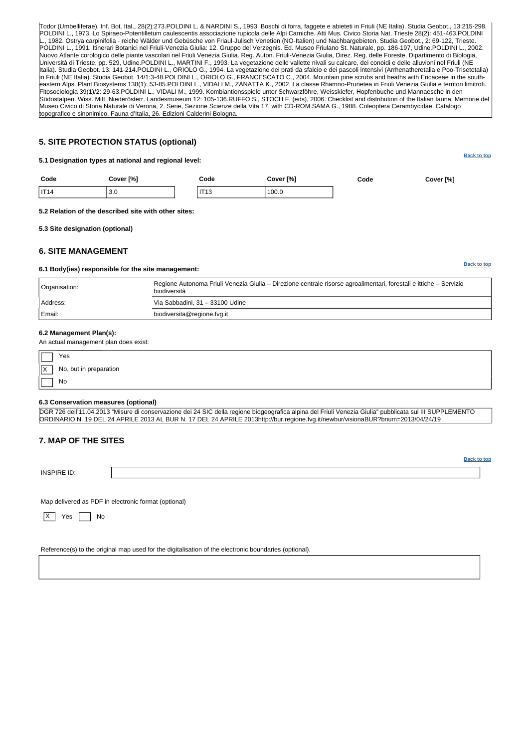Todor (Umbelliferae). Inf. Bot. Ital., 28(2):273.POLDINI L. & NARDINI S., 1993. Boschi di forra, faggete e abieteti in Friuli (NE Italia). Studia Geobot., 13:215-298. POLDINI L., 1973. Lo Spiraeo-Potentilletum caulescentis associazione rupicola delle Alpi Carniche. Atti Mus. Civico Storia Nat. Trieste 28(2): 451-463.POLDINI L., 1982. Ostrya carpinifolia - reiche Wälder und Gebüsche von Friaul-Julisch Venetien (NO-Italien) und Nachbargebieten. Studia Geobot., 2: 69-122, Trieste. POLDINI L., 1991. Itinerari Botanici nel Friuli-Venezia Giulia: 12. Gruppo del Verzegnis. Ed. Museo Friulano St. Naturale, pp. 186-197, Udine.POLDINI L., 2002. Nuovo Atlante corologico delle piante vascolari nel Friuli Venezia Giulia. Reg. Auton. Friuli-Venezia Giulia, Direz. Reg. delle Foreste, Dipartimento di Biologia, Università di Trieste, pp. 529, Udine.POLDINI L., MARTINI F., 1993. La vegetazione delle vallette nivali su calcare, dei conoidi e delle alluvioni nel Friuli (NE Italia). Studia Geobot. 13: 141-214.POLDINI L., ORIOLO G., 1994. La vegetazione dei prati da sfalcio e dei pascoli intensivi (Arrhenatheretalia e Poo-Trisetetalia) in Friuli (NE Italia). Studia Geobot. 14/1:3-48.POLDINI L., ORIOLO G., FRANCESCATO C., 2004. Mountain pine scrubs and heaths with Ericaceae in the south-eastern Alps. Plant Biosystems 138(1): 53-85.POLDINI L., VIDALI M., ZANATTA K., 2002. La classe Rhamno-Prunetea in Friuli Venezia Giulia e territori limitrofi. Fitosociologia 39(1)/2: 29-63.POLDINI L., VIDALI M., 1999. Kombiantionsspiele unter Schwarzföhre, Weisskiefer, Hopfenbuche und Mannaesche in den Südostalpen. Wiss. Mitt. Niederösterr. Landesmuseum 12: 105-136.RUFFO S., STOCH F. (eds), 2006. Checklist and distribution of the Italian fauna. Memorie del Museo Civico di Storia Naturale di Verona, 2. Serie, Sezione Scienze della Vita 17, with CD-ROM.SAMA G., 1988. Coleoptera Cerambycidae. Catalogo topografico e sinonimico. Fauna d'Italia, 26. Edizioni Calderini Bologna.

## 5. SITE PROTECTION STATUS (optional)

Back to top

### 5.1 Designation types at national and regional level:

| Code | Cover [%] | Code | Cover [%] | Code | Cover [%] |
|---|---|---|---|---|---|
| IT14 | 3.0 | IT13 | 100.0 | | |

### 5.2 Relation of the described site with other sites:

### 5.3 Site designation (optional)

## 6. SITE MANAGEMENT

Back to top

### 6.1 Body(ies) responsible for the site management:

| | |
|---|---|
| Organisation: | Regione Autonoma Friuli Venezia Giulia – Direzione centrale risorse agroalimentari, forestali e ittiche – Servizio biodiversità |
| Address: | Via Sabbadini, 31 – 33100 Udine |
| Email: | biodiversita@regione.fvg.it |

### 6.2 Management Plan(s):

An actual management plan does exist:

- [ ] Yes
- [X] No, but in preparation
- [ ] No

### 6.3 Conservation measures (optional)

DGR 726 dell'11.04.2013 "Misure di conservazione dei 24 SIC della regione biogeografica alpina del Friuli Venezia Giulia" pubblicata sul III SUPPLEMENTO ORDINARIO N. 19 DEL 24 APRILE 2013 AL BUR N. 17 DEL 24 APRILE 2013http://bur.regione.fvg.it/newbur/visionaBUR?bnum=2013/04/24/19

## 7. MAP OF THE SITES

Back to top

INSPIRE ID:

Map delivered as PDF in electronic format (optional)

[X] Yes [ ] No

Reference(s) to the original map used for the digitalisation of the electronic boundaries (optional).